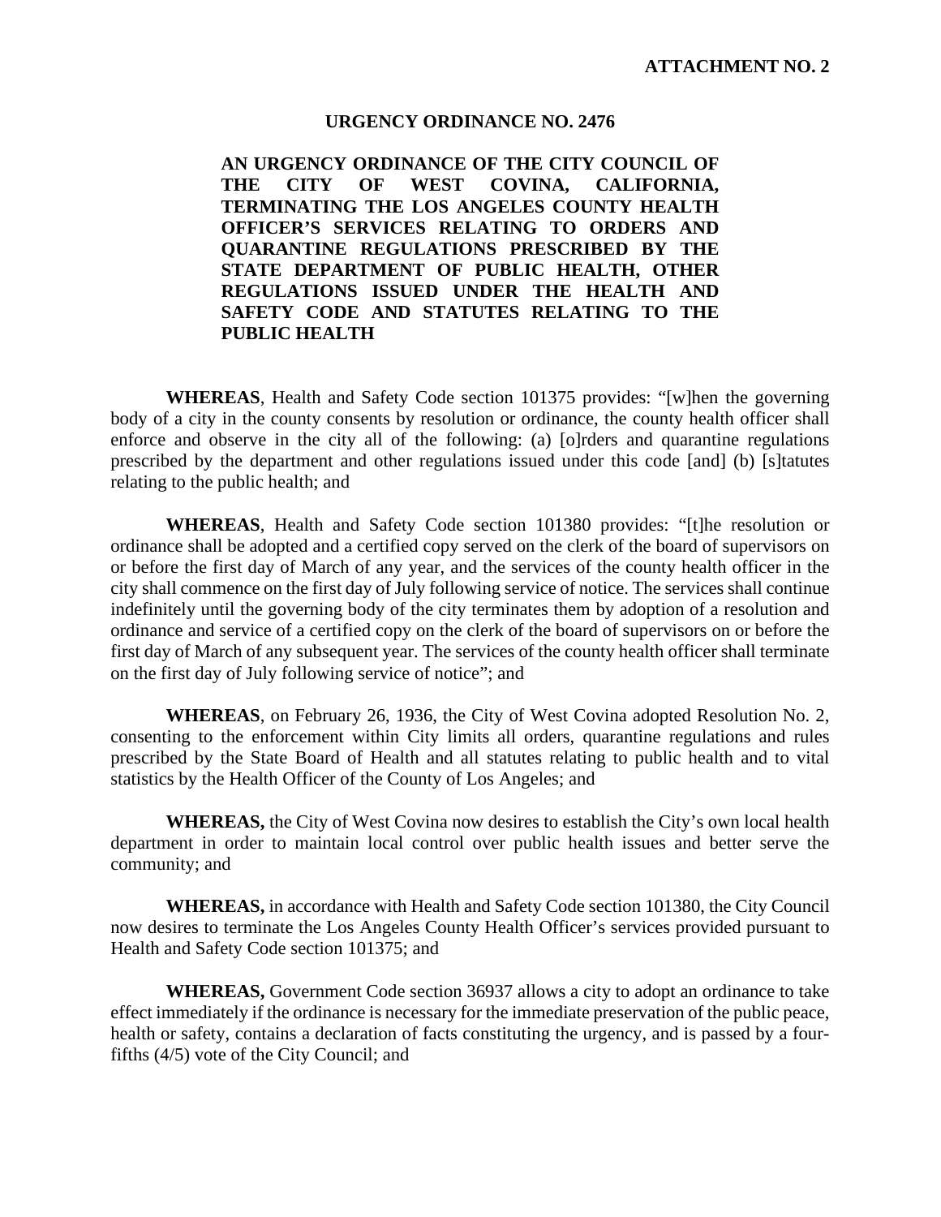**ATTACHMENT NO. 2**

**URGENCY ORDINANCE NO. 2476**

**AN URGENCY ORDINANCE OF THE CITY COUNCIL OF THE CITY OF WEST COVINA, CALIFORNIA, TERMINATING THE LOS ANGELES COUNTY HEALTH OFFICER'S SERVICES RELATING TO ORDERS AND QUARANTINE REGULATIONS PRESCRIBED BY THE STATE DEPARTMENT OF PUBLIC HEALTH, OTHER REGULATIONS ISSUED UNDER THE HEALTH AND SAFETY CODE AND STATUTES RELATING TO THE PUBLIC HEALTH**

**WHEREAS**, Health and Safety Code section 101375 provides: "[w]hen the governing body of a city in the county consents by resolution or ordinance, the county health officer shall enforce and observe in the city all of the following: (a) [o]rders and quarantine regulations prescribed by the department and other regulations issued under this code [and] (b) [s]tatutes relating to the public health; and

**WHEREAS**, Health and Safety Code section 101380 provides: "[t]he resolution or ordinance shall be adopted and a certified copy served on the clerk of the board of supervisors on or before the first day of March of any year, and the services of the county health officer in the city shall commence on the first day of July following service of notice. The services shall continue indefinitely until the governing body of the city terminates them by adoption of a resolution and ordinance and service of a certified copy on the clerk of the board of supervisors on or before the first day of March of any subsequent year. The services of the county health officer shall terminate on the first day of July following service of notice"; and

**WHEREAS**, on February 26, 1936, the City of West Covina adopted Resolution No. 2, consenting to the enforcement within City limits all orders, quarantine regulations and rules prescribed by the State Board of Health and all statutes relating to public health and to vital statistics by the Health Officer of the County of Los Angeles; and

**WHEREAS,** the City of West Covina now desires to establish the City's own local health department in order to maintain local control over public health issues and better serve the community; and

**WHEREAS,** in accordance with Health and Safety Code section 101380, the City Council now desires to terminate the Los Angeles County Health Officer's services provided pursuant to Health and Safety Code section 101375; and

**WHEREAS,** Government Code section 36937 allows a city to adopt an ordinance to take effect immediately if the ordinance is necessary for the immediate preservation of the public peace, health or safety, contains a declaration of facts constituting the urgency, and is passed by a four-fifths (4/5) vote of the City Council; and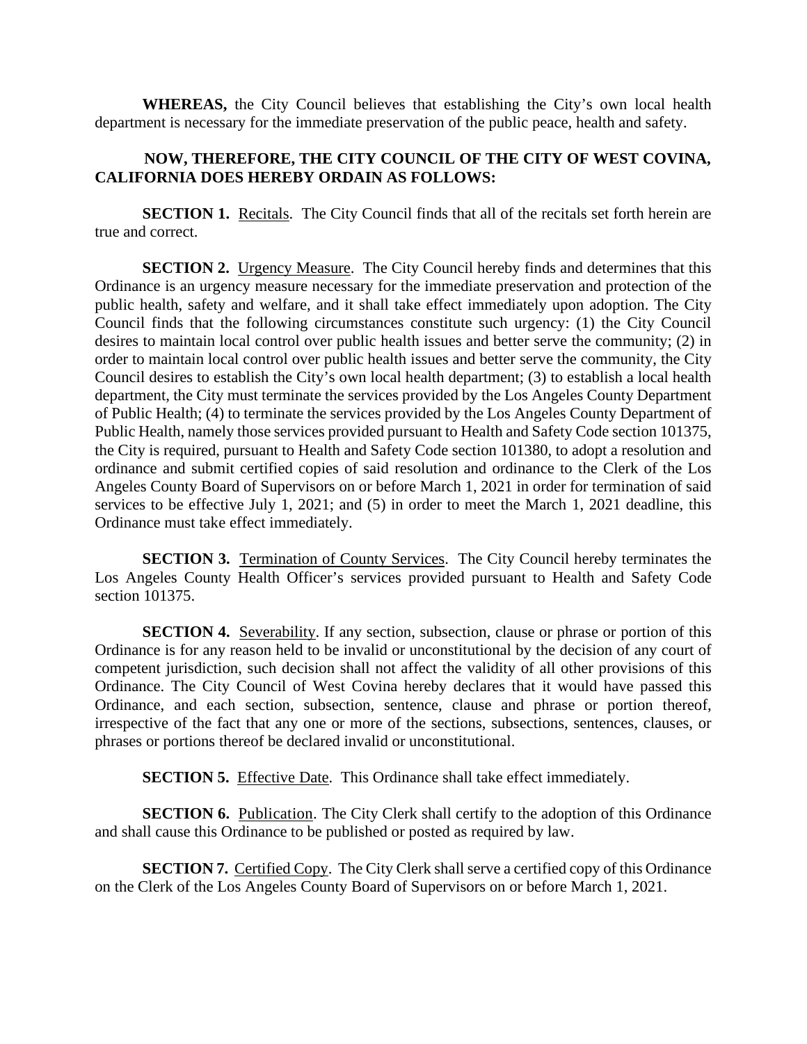**WHEREAS,** the City Council believes that establishing the City's own local health department is necessary for the immediate preservation of the public peace, health and safety.

**NOW, THEREFORE, THE CITY COUNCIL OF THE CITY OF WEST COVINA, CALIFORNIA DOES HEREBY ORDAIN AS FOLLOWS:**

**SECTION 1.** Recitals. The City Council finds that all of the recitals set forth herein are true and correct.

**SECTION 2.** Urgency Measure. The City Council hereby finds and determines that this Ordinance is an urgency measure necessary for the immediate preservation and protection of the public health, safety and welfare, and it shall take effect immediately upon adoption. The City Council finds that the following circumstances constitute such urgency: (1) the City Council desires to maintain local control over public health issues and better serve the community; (2) in order to maintain local control over public health issues and better serve the community, the City Council desires to establish the City's own local health department; (3) to establish a local health department, the City must terminate the services provided by the Los Angeles County Department of Public Health; (4) to terminate the services provided by the Los Angeles County Department of Public Health, namely those services provided pursuant to Health and Safety Code section 101375, the City is required, pursuant to Health and Safety Code section 101380, to adopt a resolution and ordinance and submit certified copies of said resolution and ordinance to the Clerk of the Los Angeles County Board of Supervisors on or before March 1, 2021 in order for termination of said services to be effective July 1, 2021; and (5) in order to meet the March 1, 2021 deadline, this Ordinance must take effect immediately.

**SECTION 3.** Termination of County Services. The City Council hereby terminates the Los Angeles County Health Officer's services provided pursuant to Health and Safety Code section 101375.

**SECTION 4.** Severability. If any section, subsection, clause or phrase or portion of this Ordinance is for any reason held to be invalid or unconstitutional by the decision of any court of competent jurisdiction, such decision shall not affect the validity of all other provisions of this Ordinance. The City Council of West Covina hereby declares that it would have passed this Ordinance, and each section, subsection, sentence, clause and phrase or portion thereof, irrespective of the fact that any one or more of the sections, subsections, sentences, clauses, or phrases or portions thereof be declared invalid or unconstitutional.

**SECTION 5.** Effective Date. This Ordinance shall take effect immediately.

**SECTION 6.** Publication. The City Clerk shall certify to the adoption of this Ordinance and shall cause this Ordinance to be published or posted as required by law.

**SECTION 7.** Certified Copy. The City Clerk shall serve a certified copy of this Ordinance on the Clerk of the Los Angeles County Board of Supervisors on or before March 1, 2021.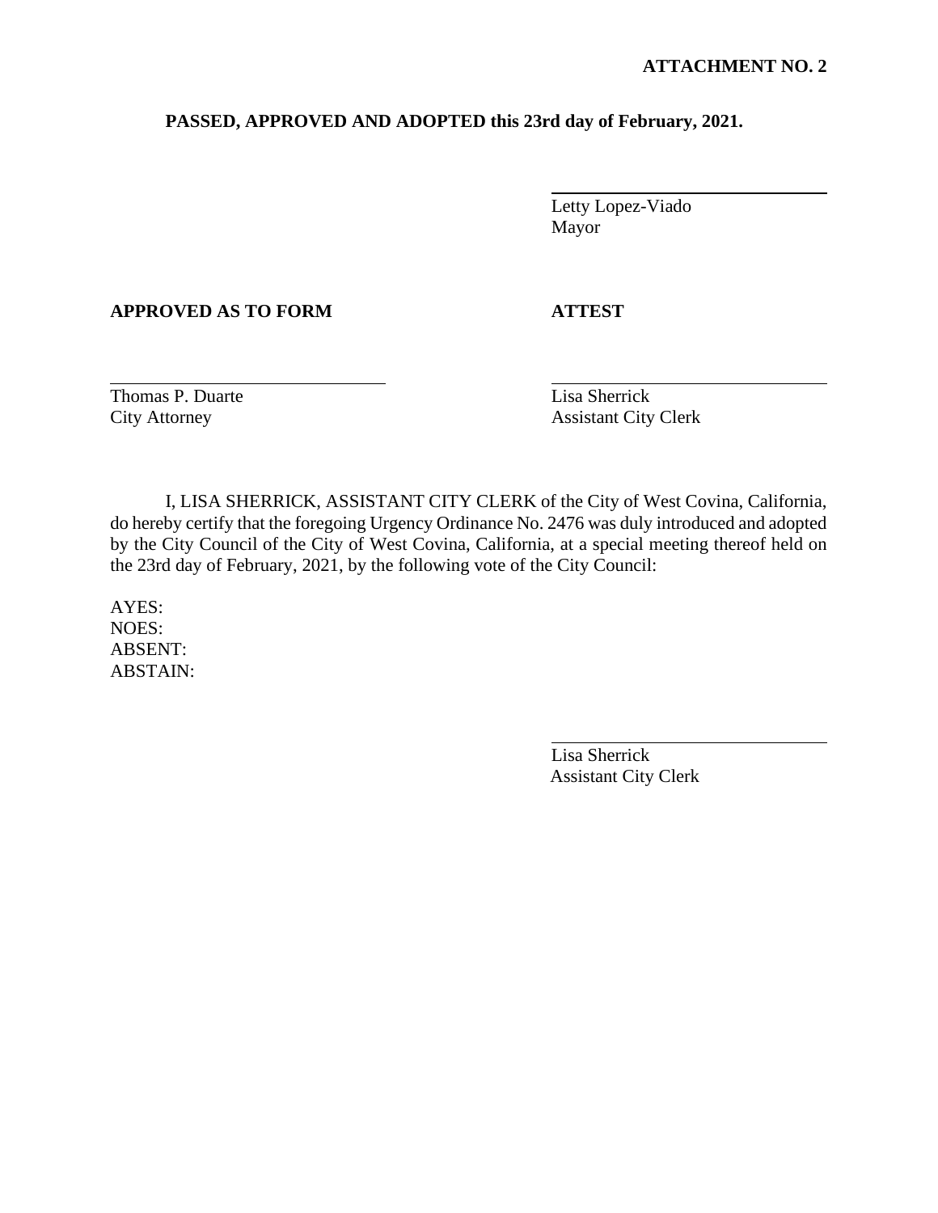**ATTACHMENT NO. 2**

**PASSED, APPROVED AND ADOPTED this 23rd day of February, 2021.**

Letty Lopez-Viado
Mayor

**APPROVED AS TO FORM**

Thomas P. Duarte
City Attorney

**ATTEST**

Lisa Sherrick
Assistant City Clerk

I, LISA SHERRICK, ASSISTANT CITY CLERK of the City of West Covina, California, do hereby certify that the foregoing Urgency Ordinance No. 2476 was duly introduced and adopted by the City Council of the City of West Covina, California, at a special meeting thereof held on the 23rd day of February, 2021, by the following vote of the City Council:

AYES:
NOES:
ABSENT:
ABSTAIN:

Lisa Sherrick
Assistant City Clerk